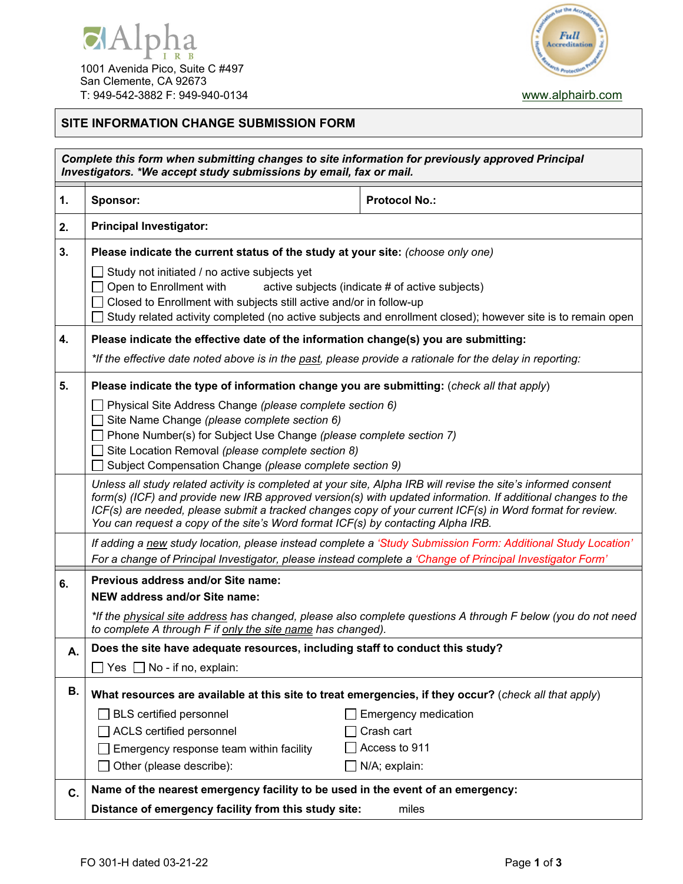Alpha IRB

1001 Avenida Pico, Suite C #497
San Clemente, CA 92673
T: 949-542-3882 F: 949-940-0134

www.alphairb.com

# SITE INFORMATION CHANGE SUBMISSION FORM

***Complete this form when submitting changes to site information for previously approved Principal Investigators. *We accept study submissions by email, fax or mail.***

**1.** **Sponsor:** | **Protocol No.:**

**2.** **Principal Investigator:**

**3.** **Please indicate the current status of the study at your site:** *(choose only one)*

- ☐ Study not initiated / no active subjects yet
- ☐ Open to Enrollment with ______ active subjects (indicate # of active subjects)
- ☐ Closed to Enrollment with subjects still active and/or in follow-up
- ☐ Study related activity completed (no active subjects and enrollment closed); however site is to remain open

**4.** **Please indicate the effective date of the information change(s) you are submitting:**

*\*If the effective date noted above is in the past, please provide a rationale for the delay in reporting:*

**5.** **Please indicate the type of information change you are submitting:** (*check all that apply*)

- ☐ Physical Site Address Change *(please complete section 6)*
- ☐ Site Name Change *(please complete section 6)*
- ☐ Phone Number(s) for Subject Use Change *(please complete section 7)*
- ☐ Site Location Removal *(please complete section 8)*
- ☐ Subject Compensation Change *(please complete section 9)*

*Unless all study related activity is completed at your site, Alpha IRB will revise the site's informed consent form(s) (ICF) and provide new IRB approved version(s) with updated information. If additional changes to the ICF(s) are needed, please submit a tracked changes copy of your current ICF(s) in Word format for review. You can request a copy of the site's Word format ICF(s) by contacting Alpha IRB.*

*If adding a new study location, please instead complete a 'Study Submission Form: Additional Study Location'*
*For a change of Principal Investigator, please instead complete a 'Change of Principal Investigator Form'*

**6.** **Previous address and/or Site name:**

**NEW address and/or Site name:**

*\*If the physical site address has changed, please also complete questions A through F below (you do not need to complete A through F if only the site name has changed).*

**A.** **Does the site have adequate resources, including staff to conduct this study?**

☐ Yes ☐ No - if no, explain:

**B.** **What resources are available at this site to treat emergencies, if they occur?** (*check all that apply*)

- ☐ BLS certified personnel
- ☐ ACLS certified personnel
- ☐ Emergency response team within facility
- ☐ Other (please describe):
- ☐ Emergency medication
- ☐ Crash cart
- ☐ Access to 911
- ☐ N/A; explain:

**C.** **Name of the nearest emergency facility to be used in the event of an emergency:**

**Distance of emergency facility from this study site:** ______ miles

FO 301-H dated 03-21-22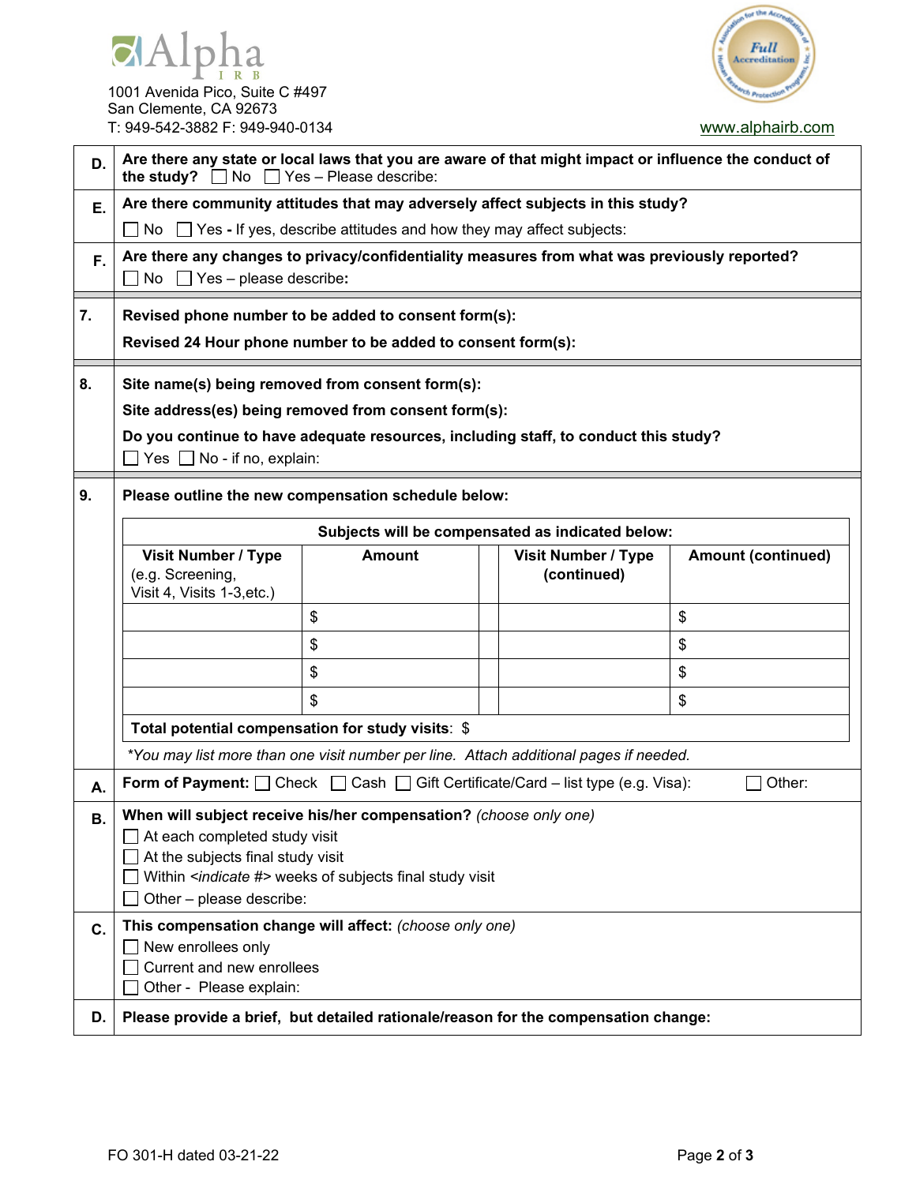Alpha IRB
1001 Avenida Pico, Suite C #497
San Clemente, CA 92673
T: 949-542-3882 F: 949-940-0134

www.alphairb.com

**D.** **Are there any state or local laws that you are aware of that might impact or influence the conduct of the study?** ☐ No ☐ Yes – Please describe:

**E.** **Are there community attitudes that may adversely affect subjects in this study?**
☐ No ☐ Yes **-** If yes, describe attitudes and how they may affect subjects:

**F.** **Are there any changes to privacy/confidentiality measures from what was previously reported?**
☐ No ☐ Yes – please describe**:**

**7.** **Revised phone number to be added to consent form(s):**

**Revised 24 Hour phone number to be added to consent form(s):**

**8.** **Site name(s) being removed from consent form(s):**

**Site address(es) being removed from consent form(s):**

**Do you continue to have adequate resources, including staff, to conduct this study?**
☐ Yes ☐ No - if no, explain:

**9.** **Please outline the new compensation schedule below:**

| **Subjects will be compensated as indicated below:** | | | | |
|---|---|---|---|---|
| **Visit Number / Type** (e.g. Screening, Visit 4, Visits 1-3,etc.) | **Amount** | | **Visit Number / Type (continued)** | **Amount (continued)** |
| | $ | | | $ |
| | $ | | | $ |
| | $ | | | $ |
| | $ | | | $ |
| **Total potential compensation for study visits**: $ | | | | |

*\*You may list more than one visit number per line. Attach additional pages if needed.*

**A.** **Form of Payment:** ☐ Check ☐ Cash ☐ Gift Certificate/Card – list type (e.g. Visa): ☐ Other:

**B.** **When will subject receive his/her compensation?** *(choose only one)*
☐ At each completed study visit
☐ At the subjects final study visit
☐ Within <*indicate #*> weeks of subjects final study visit
☐ Other – please describe:

**C.** **This compensation change will affect:** *(choose only one)*
☐ New enrollees only
☐ Current and new enrollees
☐ Other - Please explain:

**D.** **Please provide a brief, but detailed rationale/reason for the compensation change:**

FO 301-H dated 03-21-22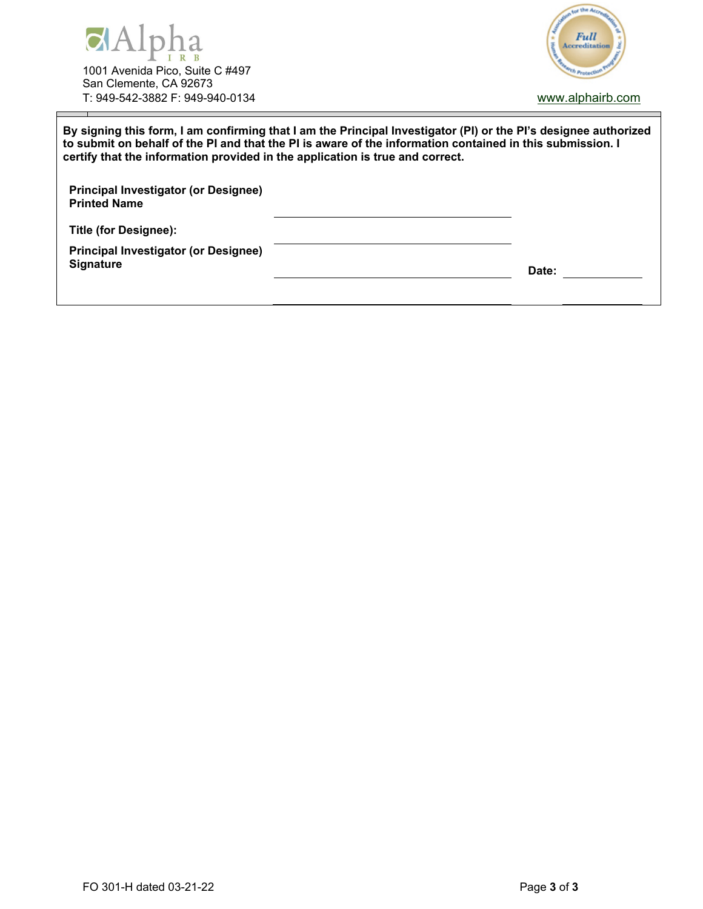Alpha IRB

1001 Avenida Pico, Suite C #497
San Clemente, CA 92673
T: 949-542-3882 F: 949-940-0134

www.alphairb.com

**By signing this form, I am confirming that I am the Principal Investigator (PI) or the PI's designee authorized to submit on behalf of the PI and that the PI is aware of the information contained in this submission. I certify that the information provided in the application is true and correct.**

| | | | |
|---|---|---|---|
| **Principal Investigator (or Designee) Printed Name** | ______________________ | | |
| **Title (for Designee):** | ______________________ | | |
| **Principal Investigator (or Designee) Signature** | ______________________ | **Date:** | __________ |

FO 301-H dated 03-21-22